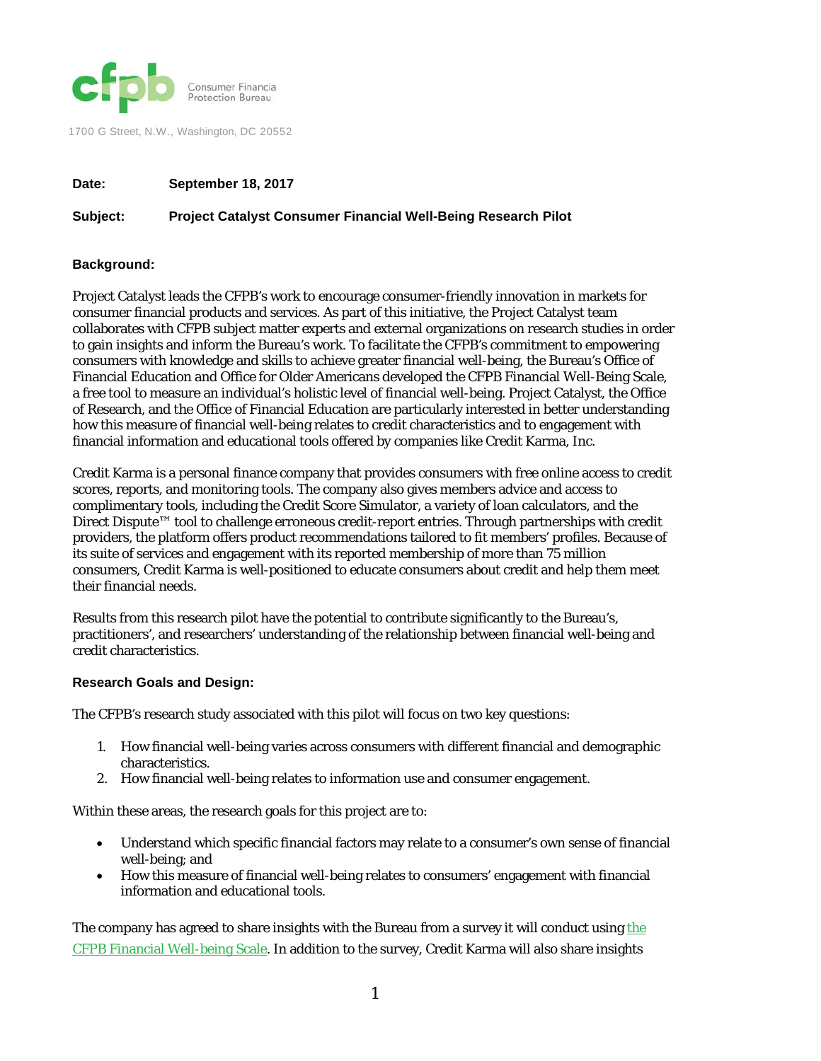Consumer Financia
Protection Bureau

1700 G Street, N.W., Washington, DC 20552

**Date:** **September 18, 2017**

**Subject:** **Project Catalyst Consumer Financial Well-Being Research Pilot**

**Background:**

Project Catalyst leads the CFPB's work to encourage consumer-friendly innovation in markets for consumer financial products and services. As part of this initiative, the Project Catalyst team collaborates with CFPB subject matter experts and external organizations on research studies in order to gain insights and inform the Bureau's work. To facilitate the CFPB's commitment to empowering consumers with knowledge and skills to achieve greater financial well-being, the Bureau's Office of Financial Education and Office for Older Americans developed the CFPB Financial Well-Being Scale, a free tool to measure an individual's holistic level of financial well-being. Project Catalyst, the Office of Research, and the Office of Financial Education are particularly interested in better understanding how this measure of financial well-being relates to credit characteristics and to engagement with financial information and educational tools offered by companies like Credit Karma, Inc.

Credit Karma is a personal finance company that provides consumers with free online access to credit scores, reports, and monitoring tools. The company also gives members advice and access to complimentary tools, including the Credit Score Simulator, a variety of loan calculators, and the Direct Dispute™ tool to challenge erroneous credit-report entries. Through partnerships with credit providers, the platform offers product recommendations tailored to fit members' profiles. Because of its suite of services and engagement with its reported membership of more than 75 million consumers, Credit Karma is well-positioned to educate consumers about credit and help them meet their financial needs.

Results from this research pilot have the potential to contribute significantly to the Bureau's, practitioners', and researchers' understanding of the relationship between financial well-being and credit characteristics.

**Research Goals and Design:**

The CFPB's research study associated with this pilot will focus on two key questions:

1. How financial well-being varies across consumers with different financial and demographic characteristics.
2. How financial well-being relates to information use and consumer engagement.

Within these areas, the research goals for this project are to:

- Understand which specific financial factors may relate to a consumer's own sense of financial well-being; and
- How this measure of financial well-being relates to consumers' engagement with financial information and educational tools.

The company has agreed to share insights with the Bureau from a survey it will conduct using the CFPB Financial Well-being Scale. In addition to the survey, Credit Karma will also share insights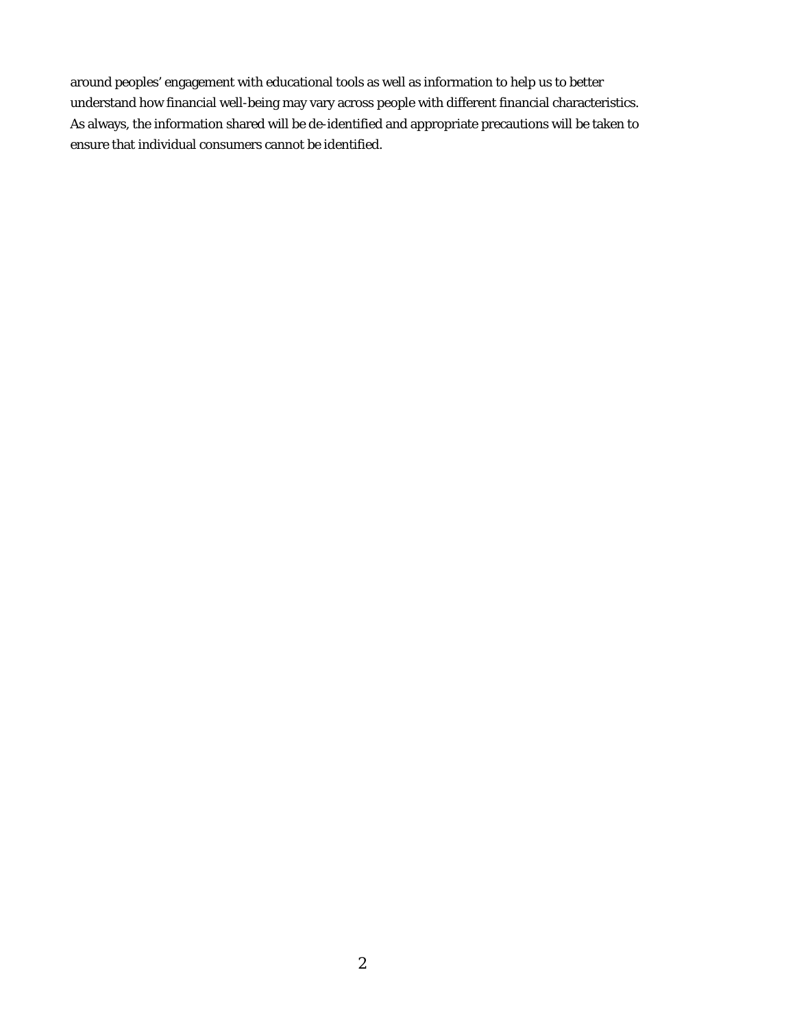around peoples' engagement with educational tools as well as information to help us to better understand how financial well-being may vary across people with different financial characteristics. As always, the information shared will be de-identified and appropriate precautions will be taken to ensure that individual consumers cannot be identified.